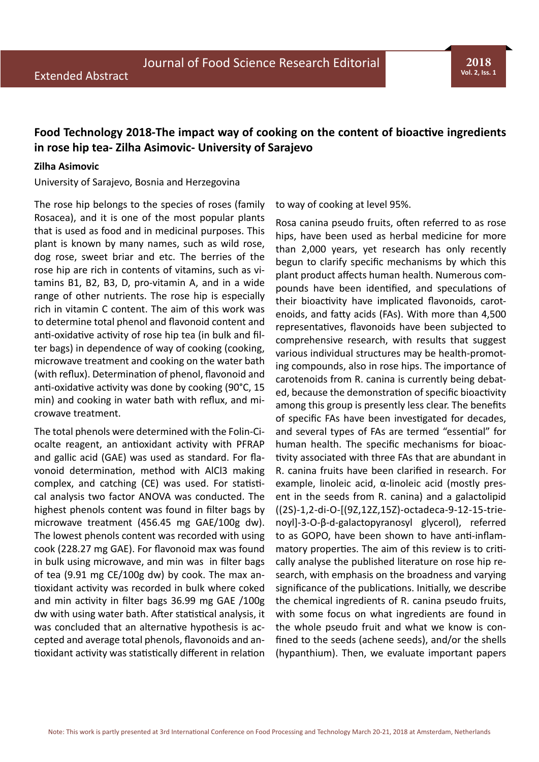# Food Technology 2018-The impact way of cooking on the content of bioactive ingredients in rose hip tea- Zilha Asimovic- University of Sarajevo

**Zilha Asimovic**

University of Sarajevo, Bosnia and Herzegovina

The rose hip belongs to the species of roses (family Rosacea), and it is one of the most popular plants that is used as food and in medicinal purposes. This plant is known by many names, such as wild rose, dog rose, sweet briar and etc. The berries of the rose hip are rich in contents of vitamins, such as vitamins B1, B2, B3, D, pro-vitamin A, and in a wide range of other nutrients. The rose hip is especially rich in vitamin C content. The aim of this work was to determine total phenol and flavonoid content and anti-oxidative activity of rose hip tea (in bulk and filter bags) in dependence of way of cooking (cooking, microwave treatment and cooking on the water bath (with reflux). Determination of phenol, flavonoid and anti-oxidative activity was done by cooking (90°C, 15 min) and cooking in water bath with reflux, and microwave treatment.

The total phenols were determined with the Folin-Ciocalte reagent, an antioxidant activity with PFRAP and gallic acid (GAE) was used as standard. For flavonoid determination, method with $AlCl_3$ making complex, and catching (CE) was used. For statistical analysis two factor ANOVA was conducted. The highest phenols content was found in filter bags by microwave treatment (456.45 mg GAE/100g dw). The lowest phenols content was recorded with using cook (228.27 mg GAE). For flavonoid max was found in bulk using microwave, and min was in filter bags of tea (9.91 mg CE/100g dw) by cook. The max antioxidant activity was recorded in bulk where coked and min activity in filter bags 36.99 mg GAE /100g dw with using water bath. After statistical analysis, it was concluded that an alternative hypothesis is accepted and average total phenols, flavonoids and antioxidant activity was statistically different in relation to way of cooking at level 95%.

Rosa canina pseudo fruits, often referred to as rose hips, have been used as herbal medicine for more than 2,000 years, yet research has only recently begun to clarify specific mechanisms by which this plant product affects human health. Numerous compounds have been identified, and speculations of their bioactivity have implicated flavonoids, carotenoids, and fatty acids (FAs). With more than 4,500 representatives, flavonoids have been subjected to comprehensive research, with results that suggest various individual structures may be health-promoting compounds, also in rose hips. The importance of carotenoids from R. canina is currently being debated, because the demonstration of specific bioactivity among this group is presently less clear. The benefits of specific FAs have been investigated for decades, and several types of FAs are termed "essential" for human health. The specific mechanisms for bioactivity associated with three FAs that are abundant in R. canina fruits have been clarified in research. For example, linoleic acid, α-linoleic acid (mostly present in the seeds from R. canina) and a galactolipid ((2S)-1,2-di-O-[(9Z,12Z,15Z)-octadeca-9-12-15-trienoyl]-3-O-β-d-galactopyranosyl glycerol), referred to as GOPO, have been shown to have anti-inflammatory properties. The aim of this review is to critically analyse the published literature on rose hip research, with emphasis on the broadness and varying significance of the publications. Initially, we describe the chemical ingredients of R. canina pseudo fruits, with some focus on what ingredients are found in the whole pseudo fruit and what we know is confined to the seeds (achene seeds), and/or the shells (hypanthium). Then, we evaluate important papers

Note: This work is partly presented at 3rd International Conference on Food Processing and Technology March 20-21, 2018 at Amsterdam, Netherlands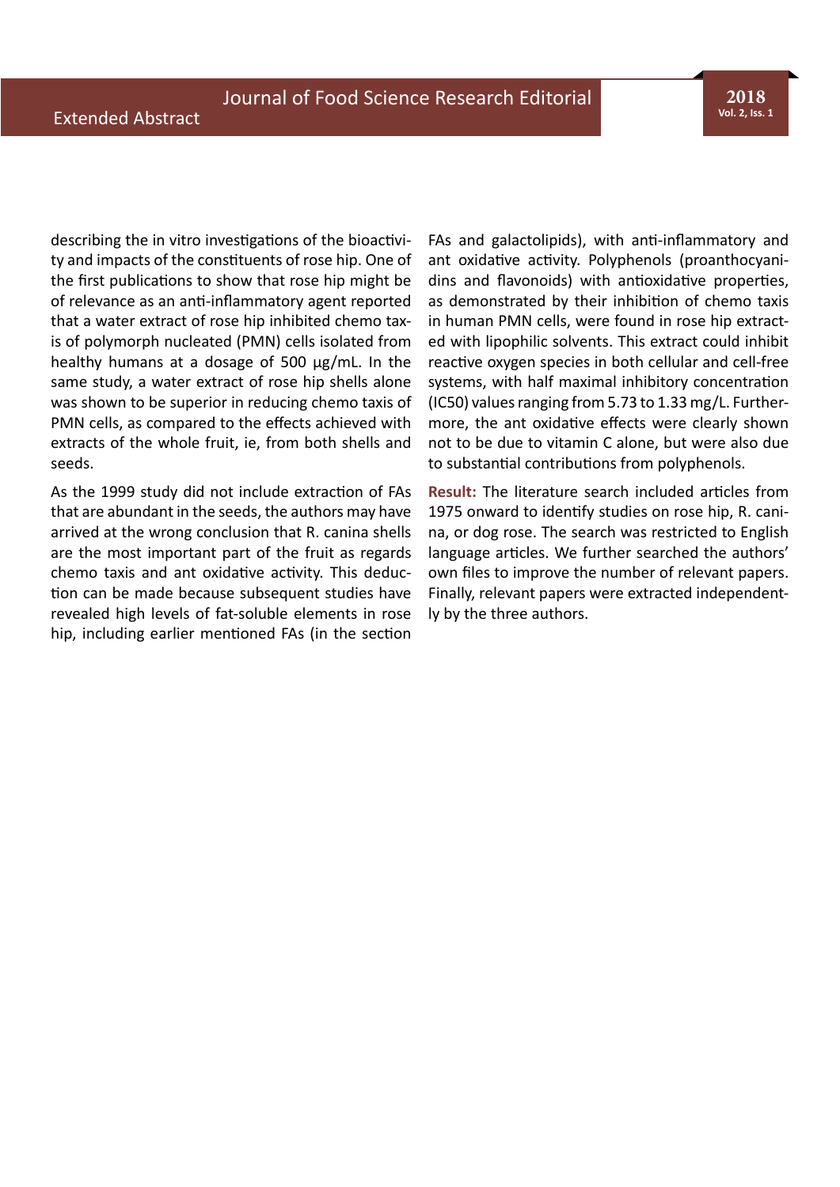describing the in vitro investigations of the bioactivity and impacts of the constituents of rose hip. One of the first publications to show that rose hip might be of relevance as an anti-inflammatory agent reported that a water extract of rose hip inhibited chemo taxis of polymorph nucleated (PMN) cells isolated from healthy humans at a dosage of 500 µg/mL. In the same study, a water extract of rose hip shells alone was shown to be superior in reducing chemo taxis of PMN cells, as compared to the effects achieved with extracts of the whole fruit, ie, from both shells and seeds.

As the 1999 study did not include extraction of FAs that are abundant in the seeds, the authors may have arrived at the wrong conclusion that R. canina shells are the most important part of the fruit as regards chemo taxis and ant oxidative activity. This deduction can be made because subsequent studies have revealed high levels of fat-soluble elements in rose hip, including earlier mentioned FAs (in the section FAs and galactolipids), with anti-inflammatory and ant oxidative activity. Polyphenols (proanthocyanidins and flavonoids) with antioxidative properties, as demonstrated by their inhibition of chemo taxis in human PMN cells, were found in rose hip extracted with lipophilic solvents. This extract could inhibit reactive oxygen species in both cellular and cell-free systems, with half maximal inhibitory concentration (IC50) values ranging from 5.73 to 1.33 mg/L. Furthermore, the ant oxidative effects were clearly shown not to be due to vitamin C alone, but were also due to substantial contributions from polyphenols.

**Result:** The literature search included articles from 1975 onward to identify studies on rose hip, R. canina, or dog rose. The search was restricted to English language articles. We further searched the authors' own files to improve the number of relevant papers. Finally, relevant papers were extracted independently by the three authors.